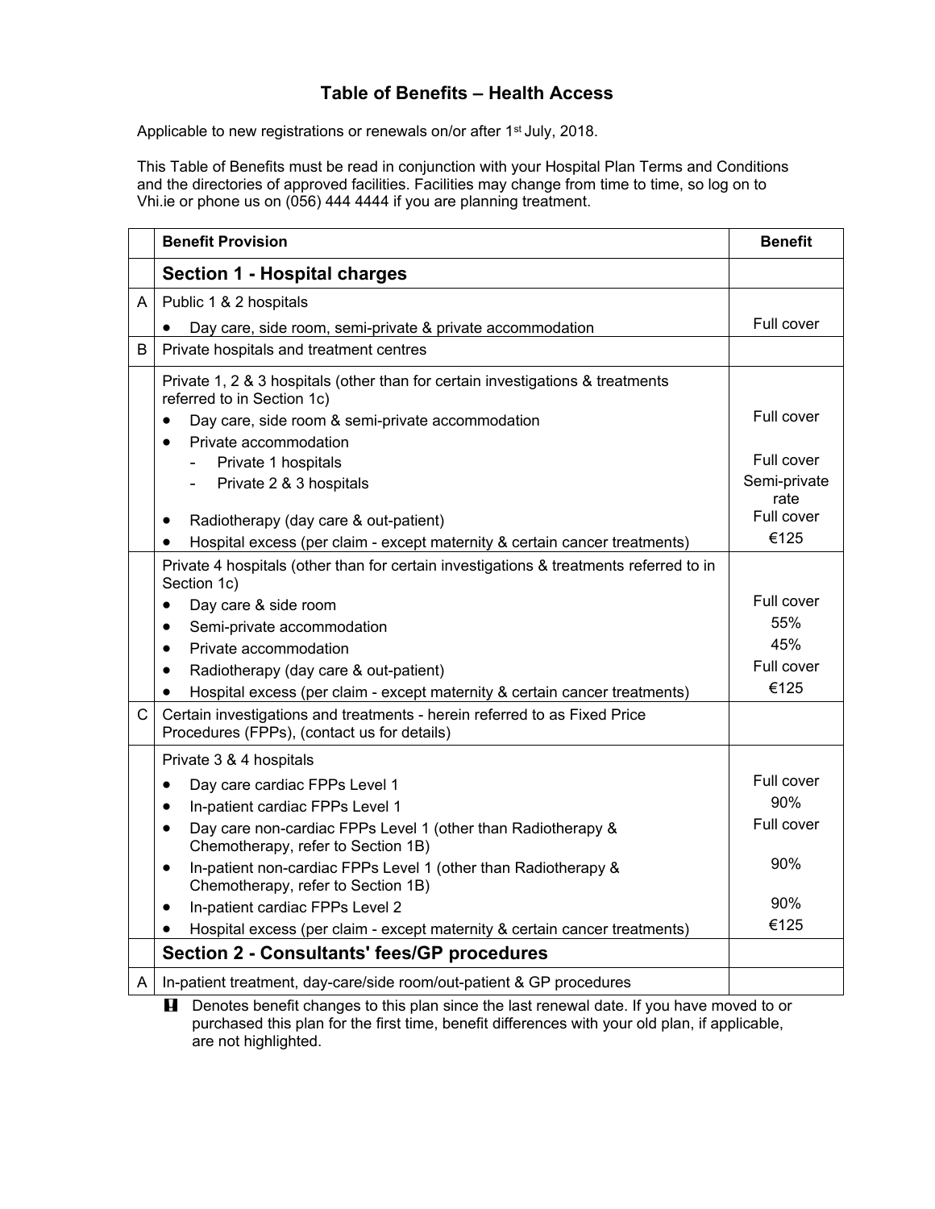# Table of Benefits – Health Access

Applicable to new registrations or renewals on/or after 1st July, 2018.

This Table of Benefits must be read in conjunction with your Hospital Plan Terms and Conditions and the directories of approved facilities. Facilities may change from time to time, so log on to Vhi.ie or phone us on (056) 444 4444 if you are planning treatment.

| | Benefit Provision | Benefit |
|---|---|---|
| | **Section 1 - Hospital charges** | |
| A | Public 1 & 2 hospitals | |
| | • Day care, side room, semi-private & private accommodation | Full cover |
| B | Private hospitals and treatment centres | |
| | Private 1, 2 & 3 hospitals (other than for certain investigations & treatments referred to in Section 1c) | |
| | • Day care, side room & semi-private accommodation | Full cover |
| | • Private accommodation | |
| | - Private 1 hospitals | Full cover |
| | - Private 2 & 3 hospitals | Semi-private rate |
| | • Radiotherapy (day care & out-patient) | Full cover |
| | • Hospital excess (per claim - except maternity & certain cancer treatments) | €125 |
| | Private 4 hospitals (other than for certain investigations & treatments referred to in Section 1c) | |
| | • Day care & side room | Full cover |
| | • Semi-private accommodation | 55% |
| | • Private accommodation | 45% |
| | • Radiotherapy (day care & out-patient) | Full cover |
| | • Hospital excess (per claim - except maternity & certain cancer treatments) | €125 |
| C | Certain investigations and treatments - herein referred to as Fixed Price Procedures (FPPs), (contact us for details) | |
| | Private 3 & 4 hospitals | |
| | • Day care cardiac FPPs Level 1 | Full cover |
| | • In-patient cardiac FPPs Level 1 | 90% |
| | • Day care non-cardiac FPPs Level 1 (other than Radiotherapy & Chemotherapy, refer to Section 1B) | Full cover |
| | • In-patient non-cardiac FPPs Level 1 (other than Radiotherapy & Chemotherapy, refer to Section 1B) | 90% |
| | • In-patient cardiac FPPs Level 2 | 90% |
| | • Hospital excess (per claim - except maternity & certain cancer treatments) | €125 |
| | **Section 2 - Consultants' fees/GP procedures** | |
| A | In-patient treatment, day-care/side room/out-patient & GP procedures | |

**!** Denotes benefit changes to this plan since the last renewal date. If you have moved to or purchased this plan for the first time, benefit differences with your old plan, if applicable, are not highlighted.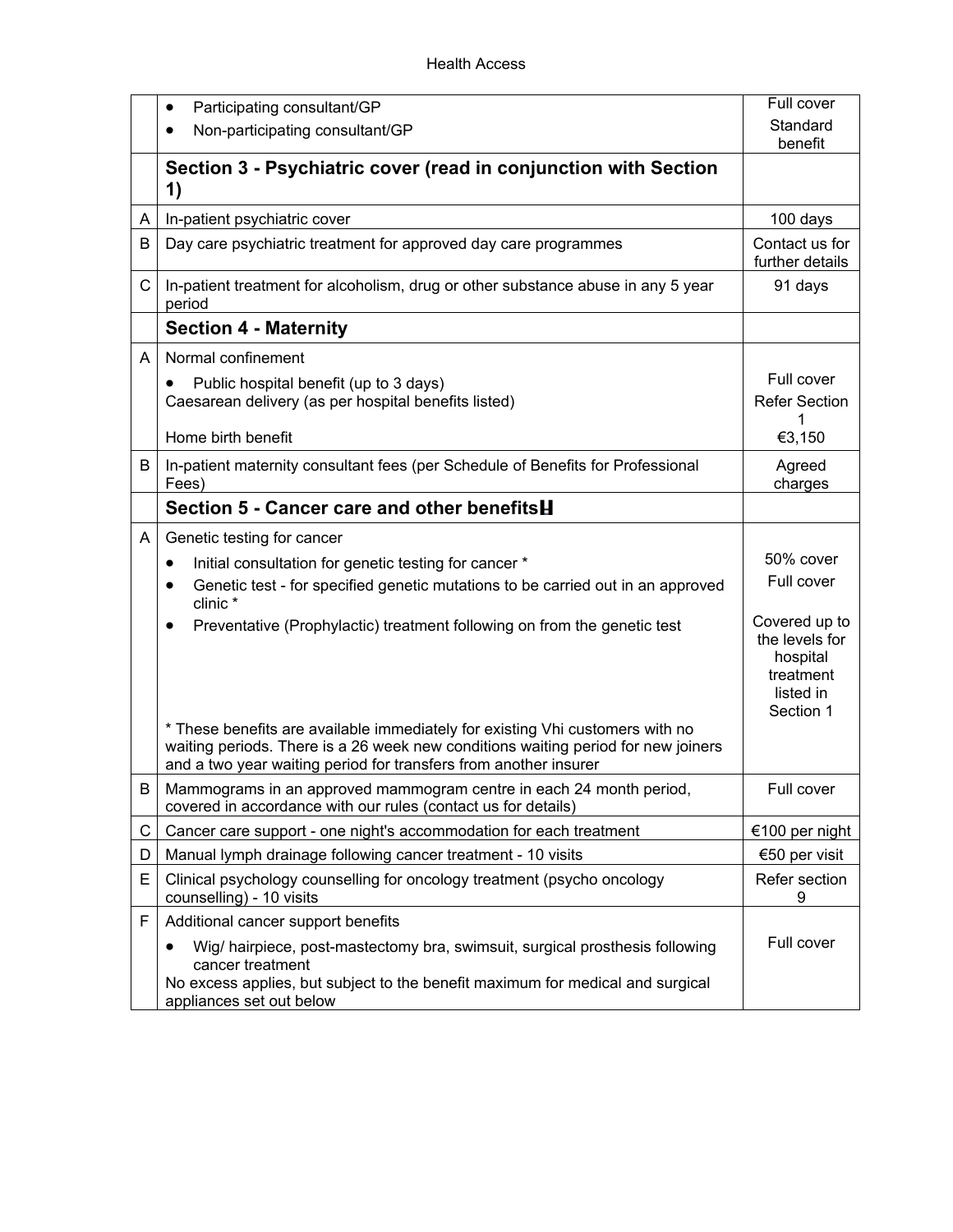| | | |
|---|---|---|
| | • Participating consultant/GP<br>• Non-participating consultant/GP | Full cover<br>Standard benefit |
| | **Section 3 - Psychiatric cover (read in conjunction with Section 1)** | |
| A | In-patient psychiatric cover | 100 days |
| B | Day care psychiatric treatment for approved day care programmes | Contact us for further details |
| C | In-patient treatment for alcoholism, drug or other substance abuse in any 5 year period | 91 days |
| | **Section 4 - Maternity** | |
| A | Normal confinement<br>• Public hospital benefit (up to 3 days)<br>Caesarean delivery (as per hospital benefits listed)<br><br>Home birth benefit | <br>Full cover<br>Refer Section 1<br><br>€3,150 |
| B | In-patient maternity consultant fees (per Schedule of Benefits for Professional Fees) | Agreed charges |
| | **Section 5 - Cancer care and other benefits** | |
| A | Genetic testing for cancer<br>• Initial consultation for genetic testing for cancer *<br>• Genetic test - for specified genetic mutations to be carried out in an approved clinic *<br>• Preventative (Prophylactic) treatment following on from the genetic test<br><br>* These benefits are available immediately for existing Vhi customers with no waiting periods. There is a 26 week new conditions waiting period for new joiners and a two year waiting period for transfers from another insurer | <br>50% cover<br>Full cover<br><br>Covered up to the levels for hospital treatment listed in Section 1 |
| B | Mammograms in an approved mammogram centre in each 24 month period, covered in accordance with our rules (contact us for details) | Full cover |
| C | Cancer care support - one night's accommodation for each treatment | €100 per night |
| D | Manual lymph drainage following cancer treatment - 10 visits | €50 per visit |
| E | Clinical psychology counselling for oncology treatment (psycho oncology counselling) - 10 visits | Refer section 9 |
| F | Additional cancer support benefits<br>• Wig/ hairpiece, post-mastectomy bra, swimsuit, surgical prosthesis following cancer treatment<br>No excess applies, but subject to the benefit maximum for medical and surgical appliances set out below | <br>Full cover |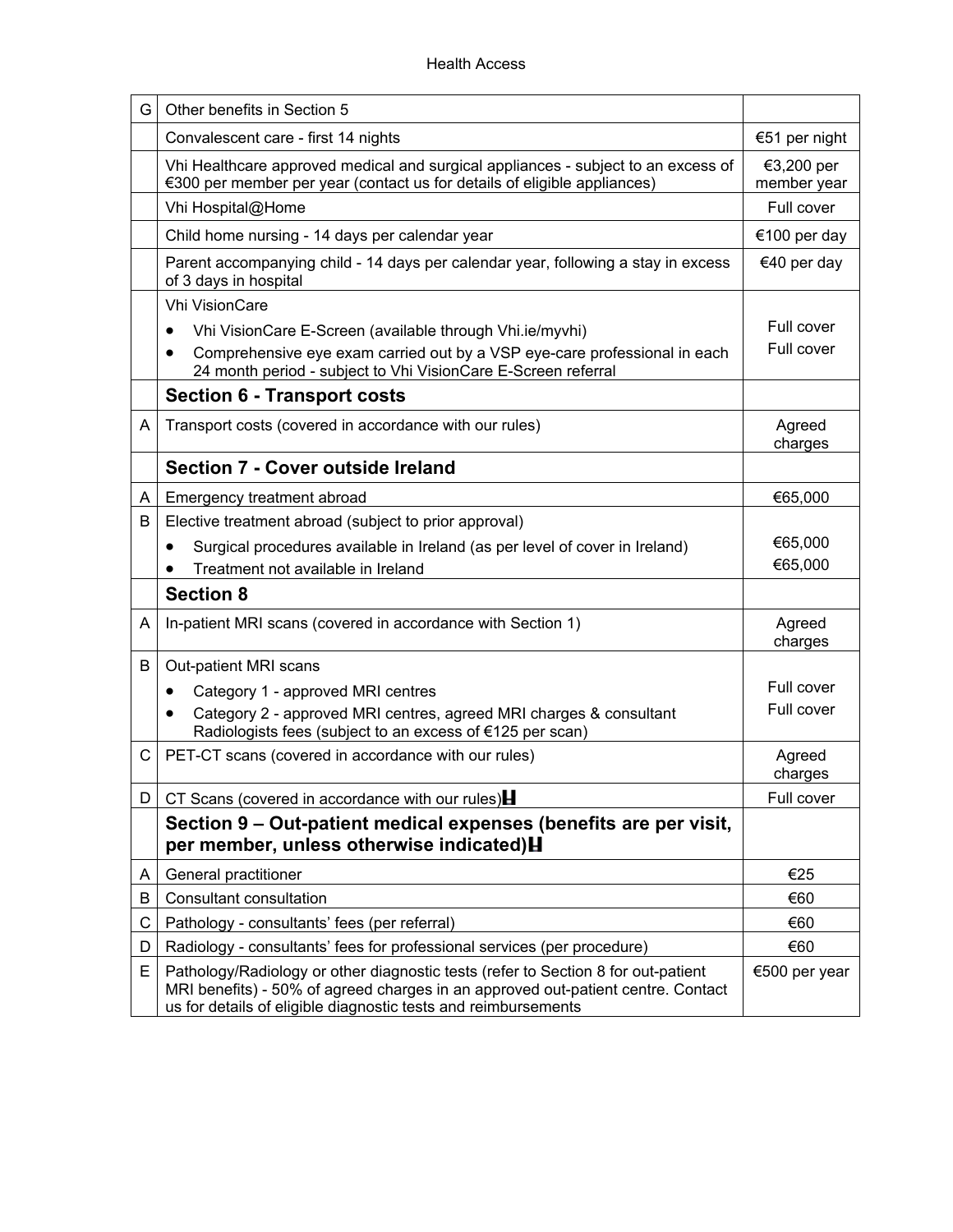| | | |
|---|---|---|
| G | Other benefits in Section 5 | |
| | Convalescent care - first 14 nights | €51 per night |
| | Vhi Healthcare approved medical and surgical appliances - subject to an excess of €300 per member per year (contact us for details of eligible appliances) | €3,200 per member year |
| | Vhi Hospital@Home | Full cover |
| | Child home nursing - 14 days per calendar year | €100 per day |
| | Parent accompanying child - 14 days per calendar year, following a stay in excess of 3 days in hospital | €40 per day |
| | Vhi VisionCare<br>• Vhi VisionCare E-Screen (available through Vhi.ie/myvhi)<br>• Comprehensive eye exam carried out by a VSP eye-care professional in each 24 month period - subject to Vhi VisionCare E-Screen referral | <br>Full cover<br>Full cover |
| | **Section 6 - Transport costs** | |
| A | Transport costs (covered in accordance with our rules) | Agreed charges |
| | **Section 7 - Cover outside Ireland** | |
| A | Emergency treatment abroad | €65,000 |
| B | Elective treatment abroad (subject to prior approval)<br>• Surgical procedures available in Ireland (as per level of cover in Ireland)<br>• Treatment not available in Ireland | <br>€65,000<br>€65,000 |
| | **Section 8** | |
| A | In-patient MRI scans (covered in accordance with Section 1) | Agreed charges |
| B | Out-patient MRI scans<br>• Category 1 - approved MRI centres<br>• Category 2 - approved MRI centres, agreed MRI charges & consultant Radiologists fees (subject to an excess of €125 per scan) | <br>Full cover<br>Full cover |
| C | PET-CT scans (covered in accordance with our rules) | Agreed charges |
| D | CT Scans (covered in accordance with our rules) | Full cover |
| | **Section 9 – Out-patient medical expenses (benefits are per visit, per member, unless otherwise indicated)** | |
| A | General practitioner | €25 |
| B | Consultant consultation | €60 |
| C | Pathology - consultants' fees (per referral) | €60 |
| D | Radiology - consultants' fees for professional services (per procedure) | €60 |
| E | Pathology/Radiology or other diagnostic tests (refer to Section 8 for out-patient MRI benefits) - 50% of agreed charges in an approved out-patient centre. Contact us for details of eligible diagnostic tests and reimbursements | €500 per year |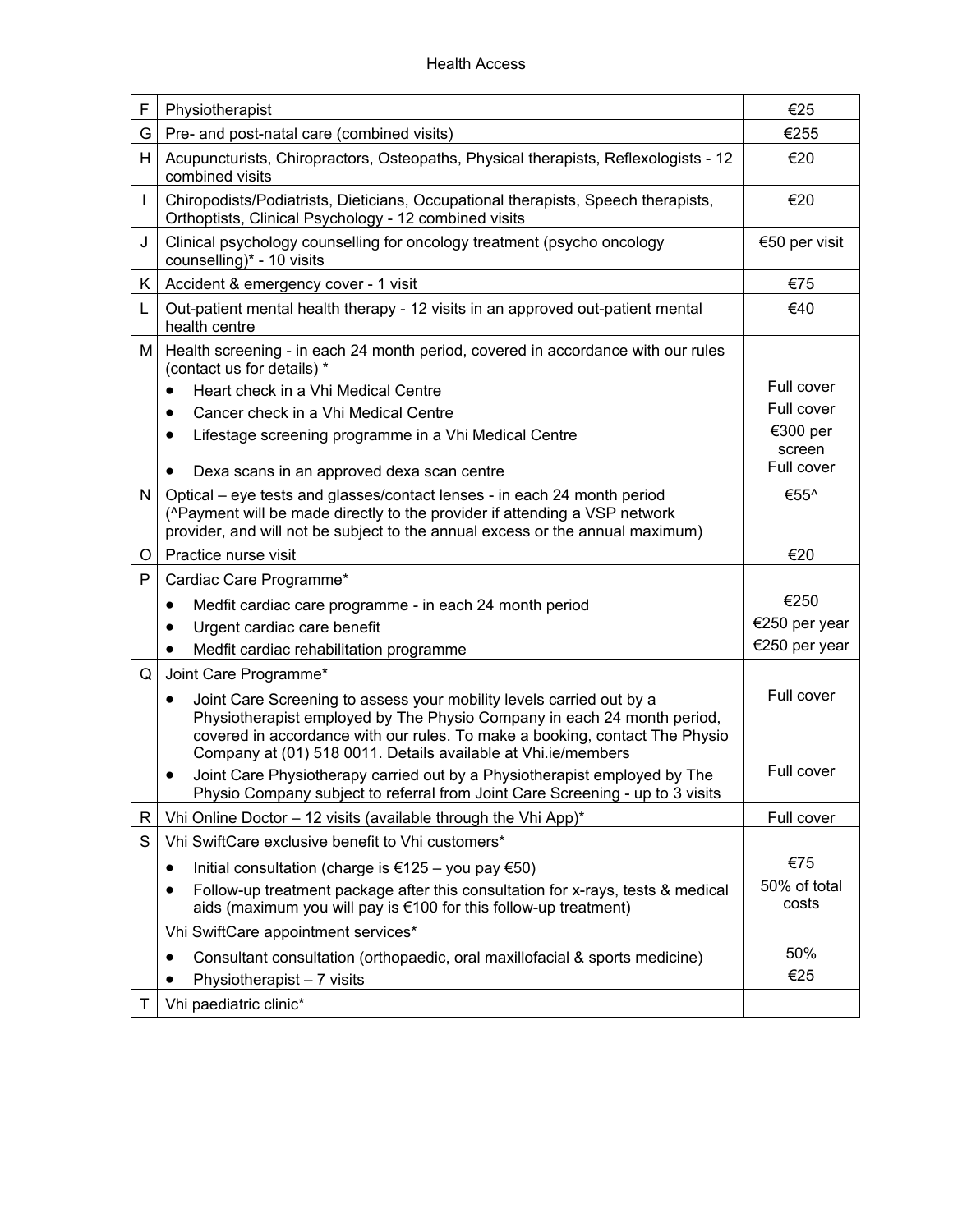| | | |
|---|---|---|
| F | Physiotherapist | €25 |
| G | Pre- and post-natal care (combined visits) | €255 |
| H | Acupuncturists, Chiropractors, Osteopaths, Physical therapists, Reflexologists - 12 combined visits | €20 |
| I | Chiropodists/Podiatrists, Dieticians, Occupational therapists, Speech therapists, Orthoptists, Clinical Psychology - 12 combined visits | €20 |
| J | Clinical psychology counselling for oncology treatment (psycho oncology counselling)* - 10 visits | €50 per visit |
| K | Accident & emergency cover - 1 visit | €75 |
| L | Out-patient mental health therapy - 12 visits in an approved out-patient mental health centre | €40 |
| M | Health screening - in each 24 month period, covered in accordance with our rules (contact us for details) * | |
| | • Heart check in a Vhi Medical Centre | Full cover |
| | • Cancer check in a Vhi Medical Centre | Full cover |
| | • Lifestage screening programme in a Vhi Medical Centre | €300 per screen |
| | • Dexa scans in an approved dexa scan centre | Full cover |
| N | Optical – eye tests and glasses/contact lenses - in each 24 month period (^Payment will be made directly to the provider if attending a VSP network provider, and will not be subject to the annual excess or the annual maximum) | €55^ |
| O | Practice nurse visit | €20 |
| P | Cardiac Care Programme* | |
| | • Medfit cardiac care programme - in each 24 month period | €250 |
| | • Urgent cardiac care benefit | €250 per year |
| | • Medfit cardiac rehabilitation programme | €250 per year |
| Q | Joint Care Programme* | |
| | • Joint Care Screening to assess your mobility levels carried out by a Physiotherapist employed by The Physio Company in each 24 month period, covered in accordance with our rules. To make a booking, contact The Physio Company at (01) 518 0011. Details available at Vhi.ie/members | Full cover |
| | • Joint Care Physiotherapy carried out by a Physiotherapist employed by The Physio Company subject to referral from Joint Care Screening - up to 3 visits | Full cover |
| R | Vhi Online Doctor – 12 visits (available through the Vhi App)* | Full cover |
| S | Vhi SwiftCare exclusive benefit to Vhi customers* | |
| | • Initial consultation (charge is €125 – you pay €50) | €75 |
| | • Follow-up treatment package after this consultation for x-rays, tests & medical aids (maximum you will pay is €100 for this follow-up treatment) | 50% of total costs |
| | Vhi SwiftCare appointment services* | |
| | • Consultant consultation (orthopaedic, oral maxillofacial & sports medicine) | 50% |
| | • Physiotherapist – 7 visits | €25 |
| T | Vhi paediatric clinic* | |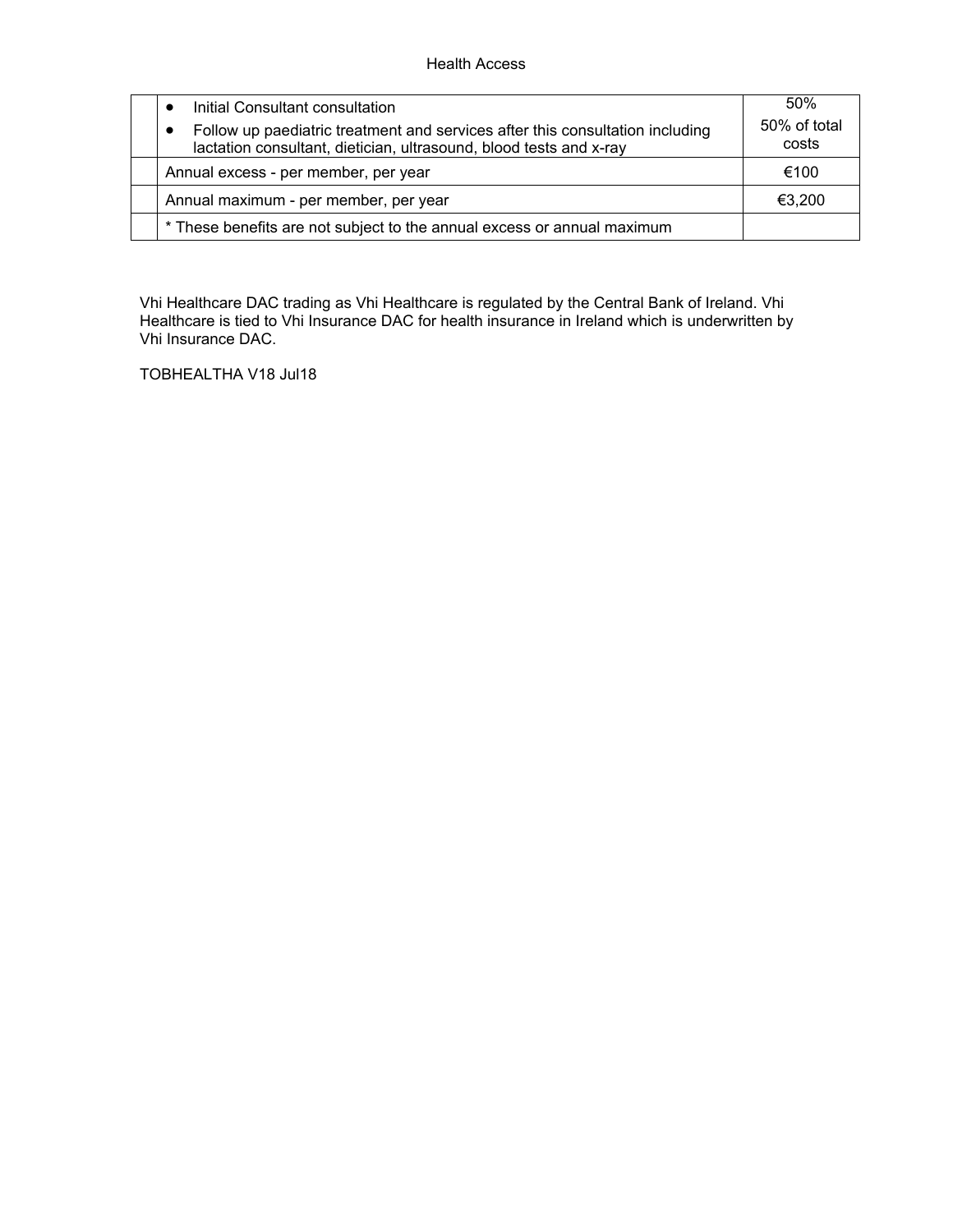| | | |
|---|---|---|
| | • Initial Consultant consultation<br>• Follow up paediatric treatment and services after this consultation including lactation consultant, dietician, ultrasound, blood tests and x-ray | 50%<br>50% of total costs |
| | Annual excess - per member, per year | €100 |
| | Annual maximum - per member, per year | €3,200 |
| | * These benefits are not subject to the annual excess or annual maximum | |

Vhi Healthcare DAC trading as Vhi Healthcare is regulated by the Central Bank of Ireland. Vhi Healthcare is tied to Vhi Insurance DAC for health insurance in Ireland which is underwritten by Vhi Insurance DAC.

TOBHEALTHA V18 Jul18